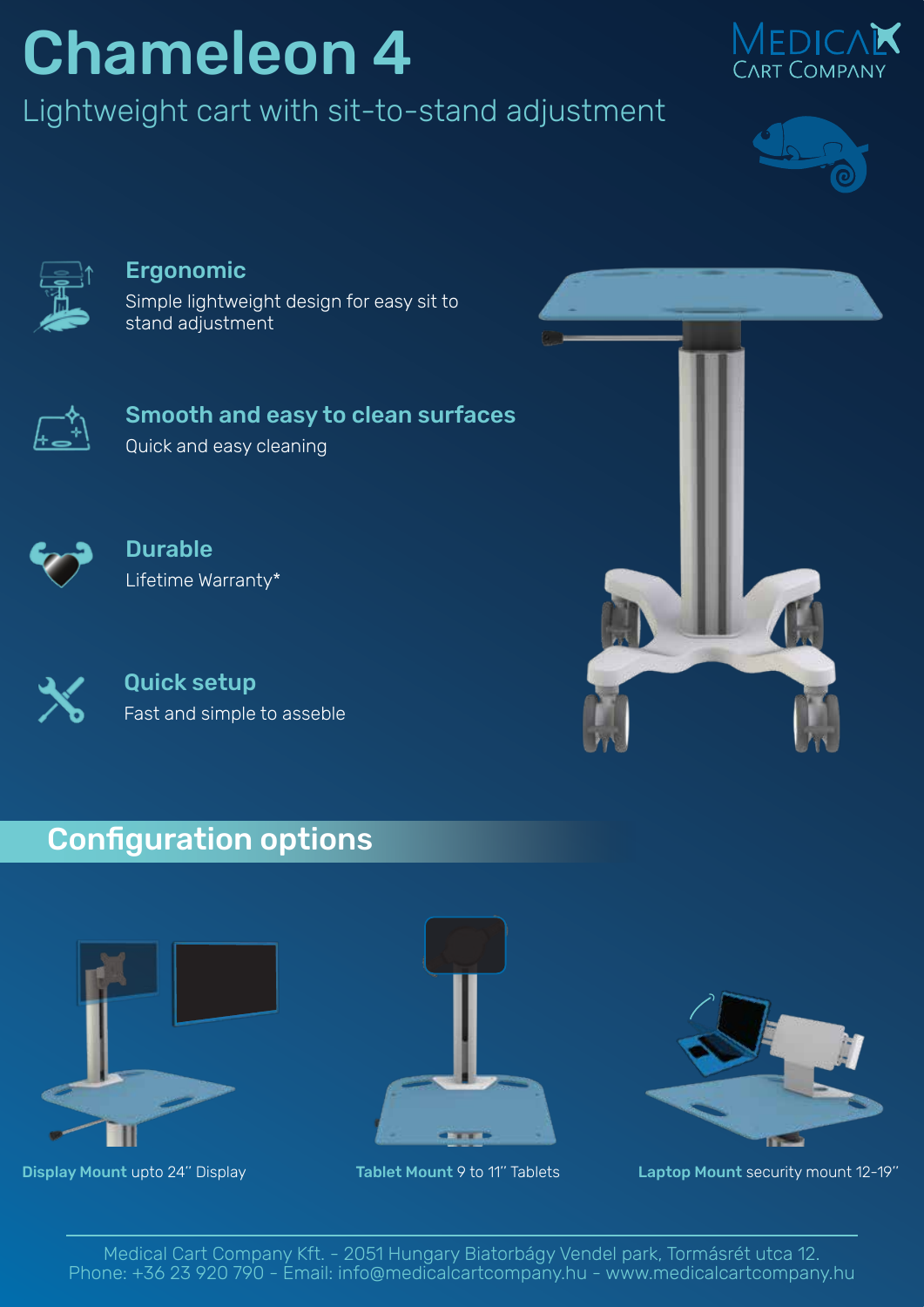# Chameleon 4

## Lightweight cart with sit-to-stand adjustment

Medical Cart Company

### Ergonomic

Simple lightweight design for easy sit to stand adjustment

### Smooth and easy to clean surfaces

Quick and easy cleaning

### Durable

Lifetime Warranty*

### Quick setup

Fast and simple to asseble

## Configuration options

**Display Mount** upto 24" Display

**Tablet Mount** 9 to 11" Tablets

**Laptop Mount** security mount 12-19"

Medical Cart Company Kft. - 2051 Hungary Biatorbágy Vendel park, Tormásrét utca 12.
Phone: +36 23 920 790 - Email: info@medicalcartcompany.hu - www.medicalcartcompany.hu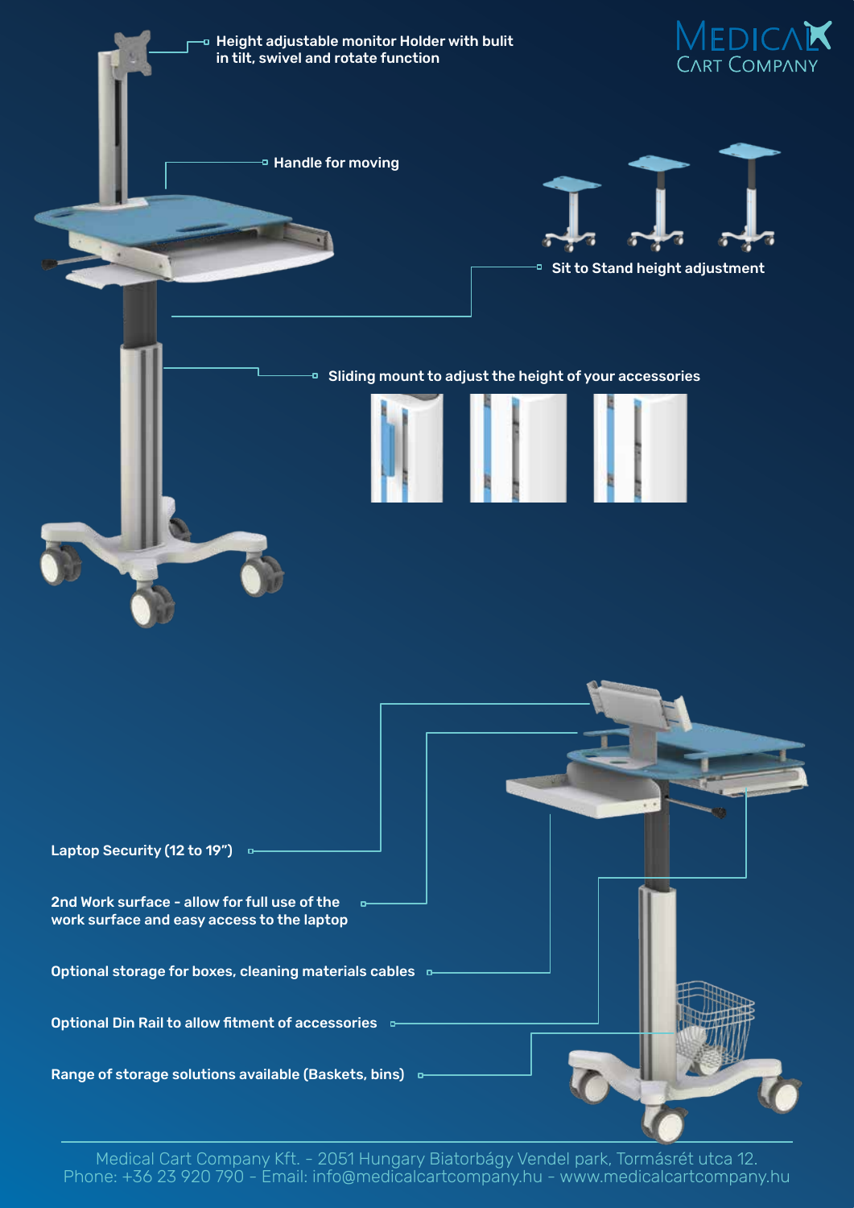Medical Cart Company

- Height adjustable monitor Holder with bulit in tilt, swivel and rotate function
- Handle for moving
- Sit to Stand height adjustment
- Sliding mount to adjust the height of your accessories

- Laptop Security (12 to 19")
- 2nd Work surface - allow for full use of the work surface and easy access to the laptop
- Optional storage for boxes, cleaning materials cables
- Optional Din Rail to allow fitment of accessories
- Range of storage solutions available (Baskets, bins)

Medical Cart Company Kft. - 2051 Hungary Biatorbágy Vendel park, Tormásrét utca 12.
Phone: +36 23 920 790 - Email: info@medicalcartcompany.hu - www.medicalcartcompany.hu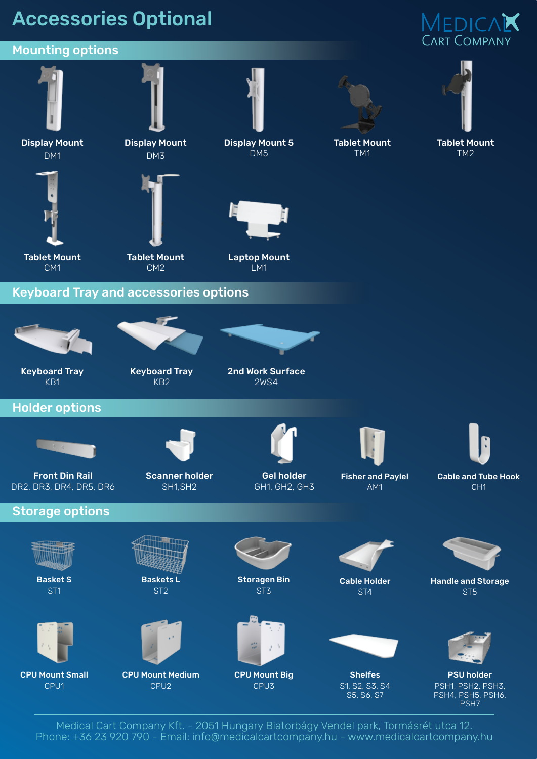# Accessories Optional

MEDICAL CART COMPANY

## Mounting options

**Display Mount**
DM1

**Display Mount**
DM3

**Display Mount 5**
DM5

**Tablet Mount**
TM1

**Tablet Mount**
TM2

**Tablet Mount**
CM1

**Tablet Mount**
CM2

**Laptop Mount**
LM1

## Keyboard Tray and accessories options

**Keyboard Tray**
KB1

**Keyboard Tray**
KB2

**2nd Work Surface**
2WS4

## Holder options

**Front Din Rail**
DR2, DR3, DR4, DR5, DR6

**Scanner holder**
SH1,SH2

**Gel holder**
GH1, GH2, GH3

**Fisher and Paylel**
AM1

**Cable and Tube Hook**
CH1

## Storage options

**Basket S**
ST1

**Baskets L**
ST2

**Storagen Bin**
ST3

**Cable Holder**
ST4

**Handle and Storage**
ST5

**CPU Mount Small**
CPU1

**CPU Mount Medium**
CPU2

**CPU Mount Big**
CPU3

**Shelfes**
S1, S2, S3, S4
S5, S6, S7

**PSU holder**
PSH1, PSH2, PSH3,
PSH4, PSH5, PSH6,
PSH7

Medical Cart Company Kft. - 2051 Hungary Biatorbágy Vendel park, Tormásrét utca 12.
Phone: +36 23 920 790 - Email: info@medicalcartcompany.hu - www.medicalcartcompany.hu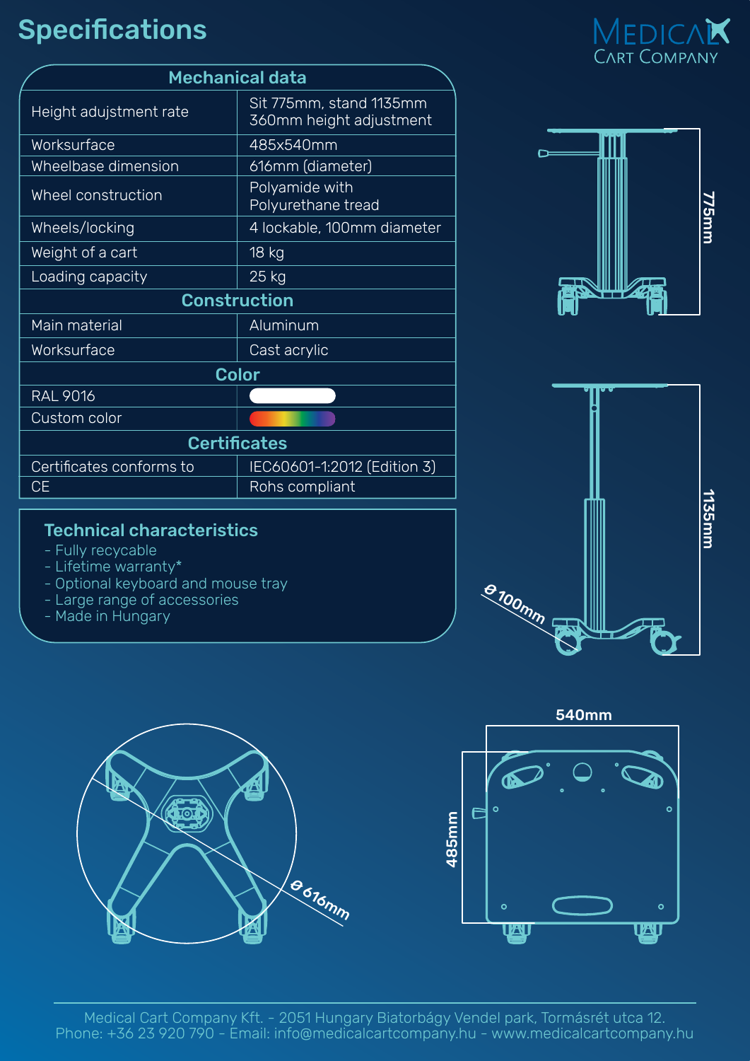# Specifications

MEDICAL CART COMPANY

| | |
|---|---|
| **Mechanical data** | |
| Height adjustment rate | Sit 775mm, stand 1135mm 360mm height adjustment |
| Worksurface | 485x540mm |
| Wheelbase dimension | 616mm (diameter) |
| Wheel construction | Polyamide with Polyurethane tread |
| Wheels/locking | 4 lockable, 100mm diameter |
| Weight of a cart | 18 kg |
| Loading capacity | 25 kg |
| **Construction** | |
| Main material | Aluminum |
| Worksurface | Cast acrylic |
| **Color** | |
| RAL 9016 | |
| Custom color | |
| **Certificates** | |
| Certificates conforms to | IEC60601-1:2012 (Edition 3) |
| CE | Rohs compliant |

## Technical characteristics

- Fully recyclable
- Lifetime warranty*
- Optional keyboard and mouse tray
- Large range of accessories
- Made in Hungary

775mm

1135mm

ø 100mm

ø 616mm

540mm

485mm

Medical Cart Company Kft. - 2051 Hungary Biatorbágy Vendel park, Tormásrét utca 12.
Phone: +36 23 920 790 - Email: info@medicalcartcompany.hu - www.medicalcartcompany.hu